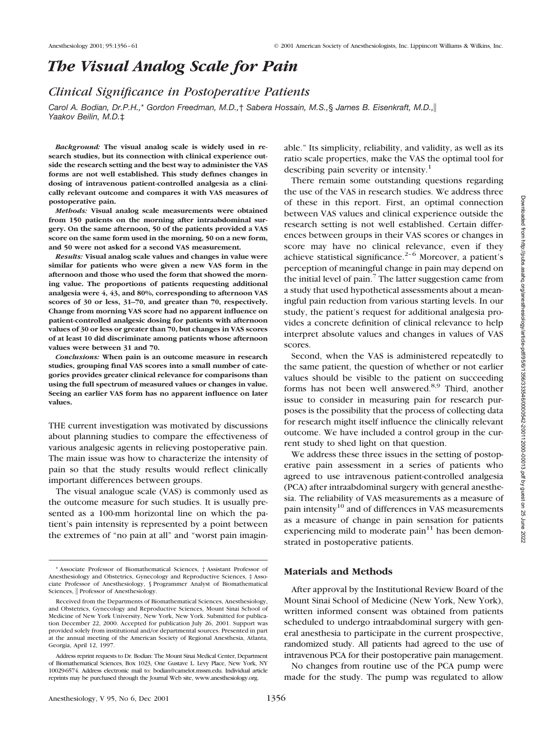# *The Visual Analog Scale for Pain*

## *Clinical Significance in Postoperative Patients*

*Carol A. Bodian, Dr.P.H.,\* Gordon Freedman, M.D.,† Sabera Hossain, M.S.,§ James B. Eisenkraft, M.D.,‖ Yaakov Beilin, M.D.‡*

***Background:*** **The visual analog scale is widely used in research studies, but its connection with clinical experience outside the research setting and the best way to administer the VAS forms are not well established. This study defines changes in dosing of intravenous patient-controlled analgesia as a clinically relevant outcome and compares it with VAS measures of postoperative pain.**

***Methods:*** **Visual analog scale measurements were obtained from 150 patients on the morning after intraabdominal surgery. On the same afternoon, 50 of the patients provided a VAS score on the same form used in the morning, 50 on a new form, and 50 were not asked for a second VAS measurement.**

***Results:*** **Visual analog scale values and changes in value were similar for patients who were given a new VAS form in the afternoon and those who used the form that showed the morning value. The proportions of patients requesting additional analgesia were 4, 43, and 80%, corresponding to afternoon VAS scores of 30 or less, 31–70, and greater than 70, respectively. Change from morning VAS score had no apparent influence on patient-controlled analgesic dosing for patients with afternoon values of 30 or less or greater than 70, but changes in VAS scores of at least 10 did discriminate among patients whose afternoon values were between 31 and 70.**

***Conclusions:*** **When pain is an outcome measure in research studies, grouping final VAS scores into a small number of categories provides greater clinical relevance for comparisons than using the full spectrum of measured values or changes in value. Seeing an earlier VAS form has no apparent influence on later values.**

THE current investigation was motivated by discussions about planning studies to compare the effectiveness of various analgesic agents in relieving postoperative pain. The main issue was how to characterize the intensity of pain so that the study results would reflect clinically important differences between groups.

The visual analogue scale (VAS) is commonly used as the outcome measure for such studies. It is usually presented as a 100-mm horizontal line on which the patient's pain intensity is represented by a point between the extremes of "no pain at all" and "worst pain imaginable." Its simplicity, reliability, and validity, as well as its ratio scale properties, make the VAS the optimal tool for describing pain severity or intensity.[1]

There remain some outstanding questions regarding the use of the VAS in research studies. We address three of these in this report. First, an optimal connection between VAS values and clinical experience outside the research setting is not well established. Certain differences between groups in their VAS scores or changes in score may have no clinical relevance, even if they achieve statistical significance.[2–6] Moreover, a patient's perception of meaningful change in pain may depend on the initial level of pain.[7] The latter suggestion came from a study that used hypothetical assessments about a meaningful pain reduction from various starting levels. In our study, the patient's request for additional analgesia provides a concrete definition of clinical relevance to help interpret absolute values and changes in values of VAS scores.

Second, when the VAS is administered repeatedly to the same patient, the question of whether or not earlier values should be visible to the patient on succeeding forms has not been well answered.[8,9] Third, another issue to consider in measuring pain for research purposes is the possibility that the process of collecting data for research might itself influence the clinically relevant outcome. We have included a control group in the current study to shed light on that question.

We address these three issues in the setting of postoperative pain assessment in a series of patients who agreed to use intravenous patient-controlled analgesia (PCA) after intraabdominal surgery with general anesthesia. The reliability of VAS measurements as a measure of pain intensity[10] and of differences in VAS measurements as a measure of change in pain sensation for patients experiencing mild to moderate pain[11] has been demonstrated in postoperative patients.

## Materials and Methods

After approval by the Institutional Review Board of the Mount Sinai School of Medicine (New York, New York), written informed consent was obtained from patients scheduled to undergo intraabdominal surgery with general anesthesia to participate in the current prospective, randomized study. All patients had agreed to the use of intravenous PCA for their postoperative pain management.

No changes from routine use of the PCA pump were made for the study. The pump was regulated to allow

---

\* Associate Professor of Biomathematical Sciences, † Assistant Professor of Anesthesiology and Obstetrics, Gynecology and Reproductive Sciences, ‡ Associate Professor of Anesthesiology, § Programmer Analyst of Biomathematical Sciences, ‖ Professor of Anesthesiology.

Received from the Departments of Biomathematical Sciences, Anesthesiology, and Obstetrics, Gynecology and Reproductive Sciences, Mount Sinai School of Medicine of New York University, New York, New York. Submitted for publication December 22, 2000. Accepted for publication July 26, 2001. Support was provided solely from institutional and/or departmental sources. Presented in part at the annual meeting of the American Society of Regional Anesthesia, Atlanta, Georgia, April 12, 1997.

Address reprint requests to Dr. Bodian: The Mount Sinai Medical Center, Department of Biomathematical Sciences, Box 1023, One Gustave L. Levy Place, New York, NY 10029-6574. Address electronic mail to: bodian@camelot.mssm.edu. Individual article reprints may be purchased through the Journal Web site, www.anesthesiology.org.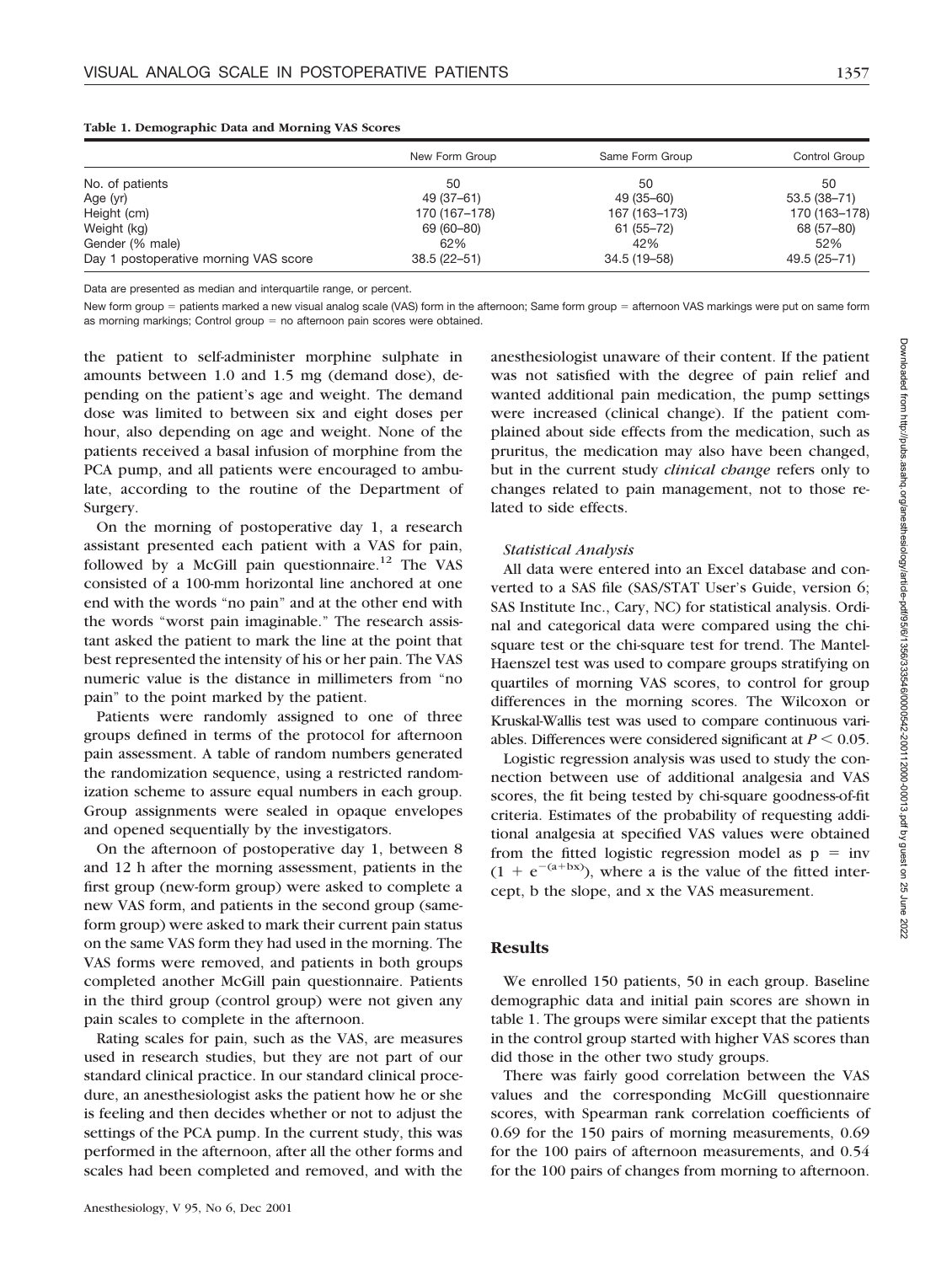**Table 1. Demographic Data and Morning VAS Scores**

| | New Form Group | Same Form Group | Control Group |
|---|---|---|---|
| No. of patients | 50 | 50 | 50 |
| Age (yr) | 49 (37–61) | 49 (35–60) | 53.5 (38–71) |
| Height (cm) | 170 (167–178) | 167 (163–173) | 170 (163–178) |
| Weight (kg) | 69 (60–80) | 61 (55–72) | 68 (57–80) |
| Gender (% male) | 62% | 42% | 52% |
| Day 1 postoperative morning VAS score | 38.5 (22–51) | 34.5 (19–58) | 49.5 (25–71) |

Data are presented as median and interquartile range, or percent.

New form group = patients marked a new visual analog scale (VAS) form in the afternoon; Same form group = afternoon VAS markings were put on same form as morning markings; Control group = no afternoon pain scores were obtained.

the patient to self-administer morphine sulphate in amounts between 1.0 and 1.5 mg (demand dose), depending on the patient's age and weight. The demand dose was limited to between six and eight doses per hour, also depending on age and weight. None of the patients received a basal infusion of morphine from the PCA pump, and all patients were encouraged to ambulate, according to the routine of the Department of Surgery.

On the morning of postoperative day 1, a research assistant presented each patient with a VAS for pain, followed by a McGill pain questionnaire.[12] The VAS consisted of a 100-mm horizontal line anchored at one end with the words "no pain" and at the other end with the words "worst pain imaginable." The research assistant asked the patient to mark the line at the point that best represented the intensity of his or her pain. The VAS numeric value is the distance in millimeters from "no pain" to the point marked by the patient.

Patients were randomly assigned to one of three groups defined in terms of the protocol for afternoon pain assessment. A table of random numbers generated the randomization sequence, using a restricted randomization scheme to assure equal numbers in each group. Group assignments were sealed in opaque envelopes and opened sequentially by the investigators.

On the afternoon of postoperative day 1, between 8 and 12 h after the morning assessment, patients in the first group (new-form group) were asked to complete a new VAS form, and patients in the second group (same-form group) were asked to mark their current pain status on the same VAS form they had used in the morning. The VAS forms were removed, and patients in both groups completed another McGill pain questionnaire. Patients in the third group (control group) were not given any pain scales to complete in the afternoon.

Rating scales for pain, such as the VAS, are measures used in research studies, but they are not part of our standard clinical practice. In our standard clinical procedure, an anesthesiologist asks the patient how he or she is feeling and then decides whether or not to adjust the settings of the PCA pump. In the current study, this was performed in the afternoon, after all the other forms and scales had been completed and removed, and with the anesthesiologist unaware of their content. If the patient was not satisfied with the degree of pain relief and wanted additional pain medication, the pump settings were increased (clinical change). If the patient complained about side effects from the medication, such as pruritus, the medication may also have been changed, but in the current study *clinical change* refers only to changes related to pain management, not to those related to side effects.

### *Statistical Analysis*

All data were entered into an Excel database and converted to a SAS file (SAS/STAT User's Guide, version 6; SAS Institute Inc., Cary, NC) for statistical analysis. Ordinal and categorical data were compared using the chi-square test or the chi-square test for trend. The Mantel-Haenszel test was used to compare groups stratifying on quartiles of morning VAS scores, to control for group differences in the morning scores. The Wilcoxon or Kruskal-Wallis test was used to compare continuous variables. Differences were considered significant at $P < 0.05$.

Logistic regression analysis was used to study the connection between use of additional analgesia and VAS scores, the fit being tested by chi-square goodness-of-fit criteria. Estimates of the probability of requesting additional analgesia at specified VAS values were obtained from the fitted logistic regression model as $p = \text{inv}(1 + e^{-(a+bx)})$, where a is the value of the fitted intercept, b the slope, and x the VAS measurement.

## Results

We enrolled 150 patients, 50 in each group. Baseline demographic data and initial pain scores are shown in table 1. The groups were similar except that the patients in the control group started with higher VAS scores than did those in the other two study groups.

There was fairly good correlation between the VAS values and the corresponding McGill questionnaire scores, with Spearman rank correlation coefficients of 0.69 for the 150 pairs of morning measurements, 0.69 for the 100 pairs of afternoon measurements, and 0.54 for the 100 pairs of changes from morning to afternoon.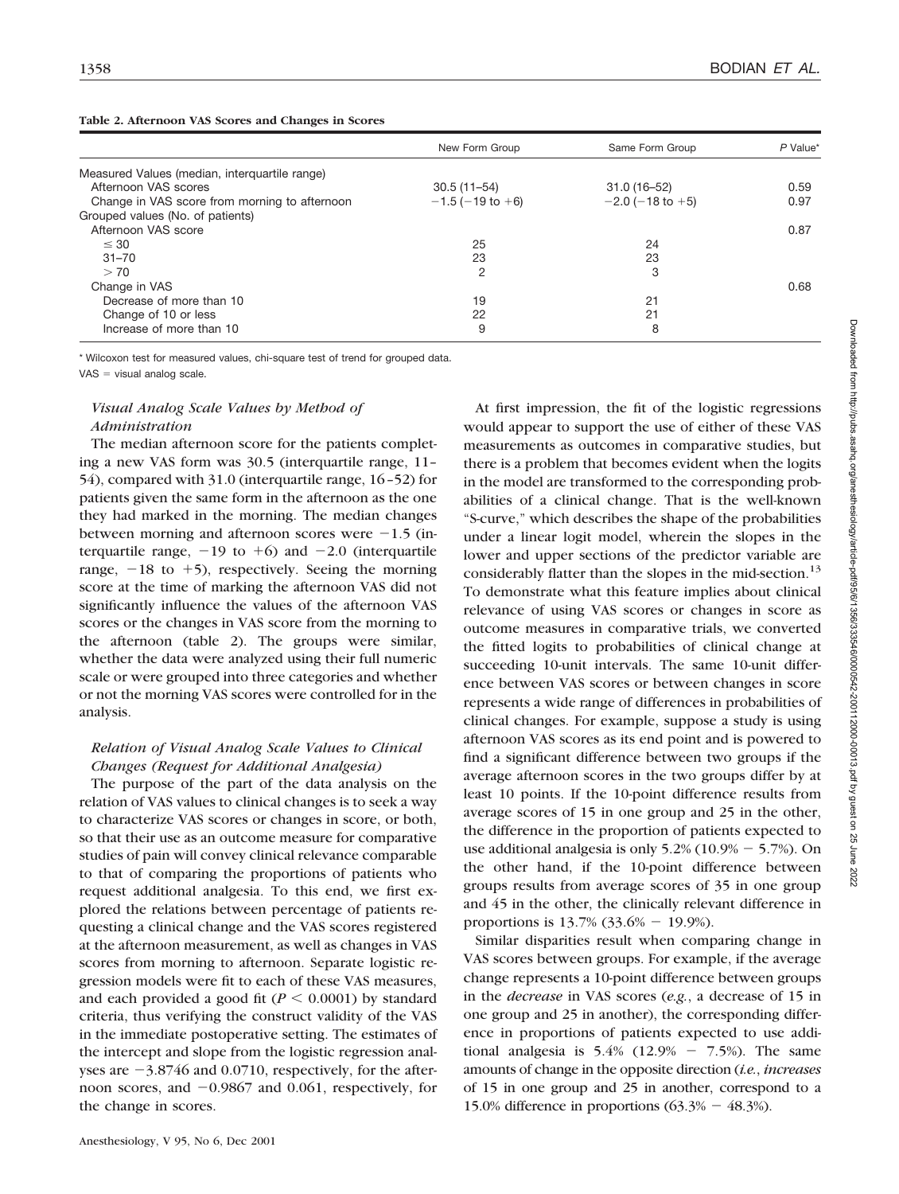**Table 2. Afternoon VAS Scores and Changes in Scores**

| | New Form Group | Same Form Group | P Value* |
|---|---|---|---|
| Measured Values (median, interquartile range) | | | |
| Afternoon VAS scores | 30.5 (11–54) | 31.0 (16–52) | 0.59 |
| Change in VAS score from morning to afternoon | −1.5 (−19 to +6) | −2.0 (−18 to +5) | 0.97 |
| Grouped values (No. of patients) | | | |
| Afternoon VAS score | | | 0.87 |
| ≤ 30 | 25 | 24 | |
| 31–70 | 23 | 23 | |
| > 70 | 2 | 3 | |
| Change in VAS | | | 0.68 |
| Decrease of more than 10 | 19 | 21 | |
| Change of 10 or less | 22 | 21 | |
| Increase of more than 10 | 9 | 8 | |

\* Wilcoxon test for measured values, chi-square test of trend for grouped data.

VAS = visual analog scale.

### *Visual Analog Scale Values by Method of Administration*

The median afternoon score for the patients completing a new VAS form was 30.5 (interquartile range, 11–54), compared with 31.0 (interquartile range, 16–52) for patients given the same form in the afternoon as the one they had marked in the morning. The median changes between morning and afternoon scores were −1.5 (interquartile range, −19 to +6) and −2.0 (interquartile range, −18 to +5), respectively. Seeing the morning score at the time of marking the afternoon VAS did not significantly influence the values of the afternoon VAS scores or the changes in VAS score from the morning to the afternoon (table 2). The groups were similar, whether the data were analyzed using their full numeric scale or were grouped into three categories and whether or not the morning VAS scores were controlled for in the analysis.

### *Relation of Visual Analog Scale Values to Clinical Changes (Request for Additional Analgesia)*

The purpose of the part of the data analysis on the relation of VAS values to clinical changes is to seek a way to characterize VAS scores or changes in score, or both, so that their use as an outcome measure for comparative studies of pain will convey clinical relevance comparable to that of comparing the proportions of patients who request additional analgesia. To this end, we first explored the relations between percentage of patients requesting a clinical change and the VAS scores registered at the afternoon measurement, as well as changes in VAS scores from morning to afternoon. Separate logistic regression models were fit to each of these VAS measures, and each provided a good fit ($P < 0.0001$) by standard criteria, thus verifying the construct validity of the VAS in the immediate postoperative setting. The estimates of the intercept and slope from the logistic regression analyses are −3.8746 and 0.0710, respectively, for the afternoon scores, and −0.9867 and 0.061, respectively, for the change in scores.

At first impression, the fit of the logistic regressions would appear to support the use of either of these VAS measurements as outcomes in comparative studies, but there is a problem that becomes evident when the logits in the model are transformed to the corresponding probabilities of a clinical change. That is the well-known "S-curve," which describes the shape of the probabilities under a linear logit model, wherein the slopes in the lower and upper sections of the predictor variable are considerably flatter than the slopes in the mid-section.[13] To demonstrate what this feature implies about clinical relevance of using VAS scores or changes in score as outcome measures in comparative trials, we converted the fitted logits to probabilities of clinical change at succeeding 10-unit intervals. The same 10-unit difference between VAS scores or between changes in score represents a wide range of differences in probabilities of clinical changes. For example, suppose a study is using afternoon VAS scores as its end point and is powered to find a significant difference between two groups if the average afternoon scores in the two groups differ by at least 10 points. If the 10-point difference results from average scores of 15 in one group and 25 in the other, the difference in the proportion of patients expected to use additional analgesia is only 5.2% (10.9% − 5.7%). On the other hand, if the 10-point difference between groups results from average scores of 35 in one group and 45 in the other, the clinically relevant difference in proportions is 13.7% (33.6% − 19.9%).

Similar disparities result when comparing change in VAS scores between groups. For example, if the average change represents a 10-point difference between groups in the *decrease* in VAS scores (*e.g.*, a decrease of 15 in one group and 25 in another), the corresponding difference in proportions of patients expected to use additional analgesia is 5.4% (12.9% − 7.5%). The same amounts of change in the opposite direction (*i.e.*, *increases* of 15 in one group and 25 in another, correspond to a 15.0% difference in proportions (63.3% − 48.3%).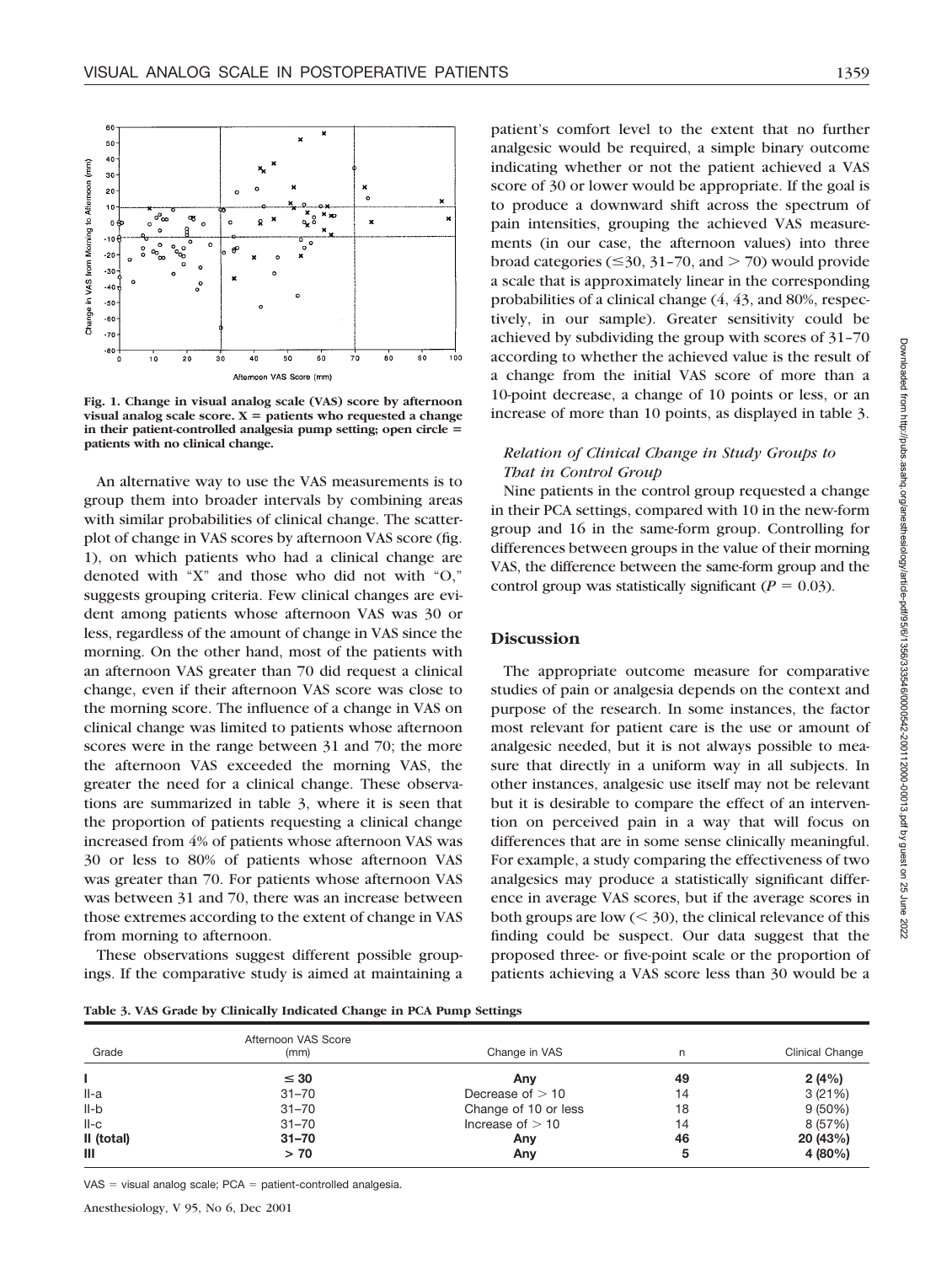Fig. 1. Change in visual analog scale (VAS) score by afternoon visual analog scale score. X = patients who requested a change in their patient-controlled analgesia pump setting; open circle = patients with no clinical change.

An alternative way to use the VAS measurements is to group them into broader intervals by combining areas with similar probabilities of clinical change. The scatterplot of change in VAS scores by afternoon VAS score (fig. 1), on which patients who had a clinical change are denoted with "X" and those who did not with "O," suggests grouping criteria. Few clinical changes are evident among patients whose afternoon VAS was 30 or less, regardless of the amount of change in VAS since the morning. On the other hand, most of the patients with an afternoon VAS greater than 70 did request a clinical change, even if their afternoon VAS score was close to the morning score. The influence of a change in VAS on clinical change was limited to patients whose afternoon scores were in the range between 31 and 70; the more the afternoon VAS exceeded the morning VAS, the greater the need for a clinical change. These observations are summarized in table 3, where it is seen that the proportion of patients requesting a clinical change increased from 4% of patients whose afternoon VAS was 30 or less to 80% of patients whose afternoon VAS was greater than 70. For patients whose afternoon VAS was between 31 and 70, there was an increase between those extremes according to the extent of change in VAS from morning to afternoon.

These observations suggest different possible groupings. If the comparative study is aimed at maintaining a patient's comfort level to the extent that no further analgesic would be required, a simple binary outcome indicating whether or not the patient achieved a VAS score of 30 or lower would be appropriate. If the goal is to produce a downward shift across the spectrum of pain intensities, grouping the achieved VAS measurements (in our case, the afternoon values) into three broad categories (≤30, 31–70, and > 70) would provide a scale that is approximately linear in the corresponding probabilities of a clinical change (4, 43, and 80%, respectively, in our sample). Greater sensitivity could be achieved by subdividing the group with scores of 31–70 according to whether the achieved value is the result of a change from the initial VAS score of more than a 10-point decrease, a change of 10 points or less, or an increase of more than 10 points, as displayed in table 3.

### *Relation of Clinical Change in Study Groups to That in Control Group*

Nine patients in the control group requested a change in their PCA settings, compared with 10 in the new-form group and 16 in the same-form group. Controlling for differences between groups in the value of their morning VAS, the difference between the same-form group and the control group was statistically significant ($P = 0.03$).

## Discussion

The appropriate outcome measure for comparative studies of pain or analgesia depends on the context and purpose of the research. In some instances, the factor most relevant for patient care is the use or amount of analgesic needed, but it is not always possible to measure that directly in a uniform way in all subjects. In other instances, analgesic use itself may not be relevant but it is desirable to compare the effect of an intervention on perceived pain in a way that will focus on differences that are in some sense clinically meaningful. For example, a study comparing the effectiveness of two analgesics may produce a statistically significant difference in average VAS scores, but if the average scores in both groups are low (< 30), the clinical relevance of this finding could be suspect. Our data suggest that the proposed three- or five-point scale or the proportion of patients achieving a VAS score less than 30 would be a

**Table 3. VAS Grade by Clinically Indicated Change in PCA Pump Settings**

| Grade | Afternoon VAS Score (mm) | Change in VAS | n | Clinical Change |
|---|---|---|---|---|
| **I** | **≤ 30** | **Any** | **49** | **2 (4%)** |
| II-a | 31–70 | Decrease of > 10 | 14 | 3 (21%) |
| II-b | 31–70 | Change of 10 or less | 18 | 9 (50%) |
| II-c | 31–70 | Increase of > 10 | 14 | 8 (57%) |
| **II (total)** | **31–70** | **Any** | **46** | **20 (43%)** |
| **III** | **> 70** | **Any** | **5** | **4 (80%)** |

VAS = visual analog scale; PCA = patient-controlled analgesia.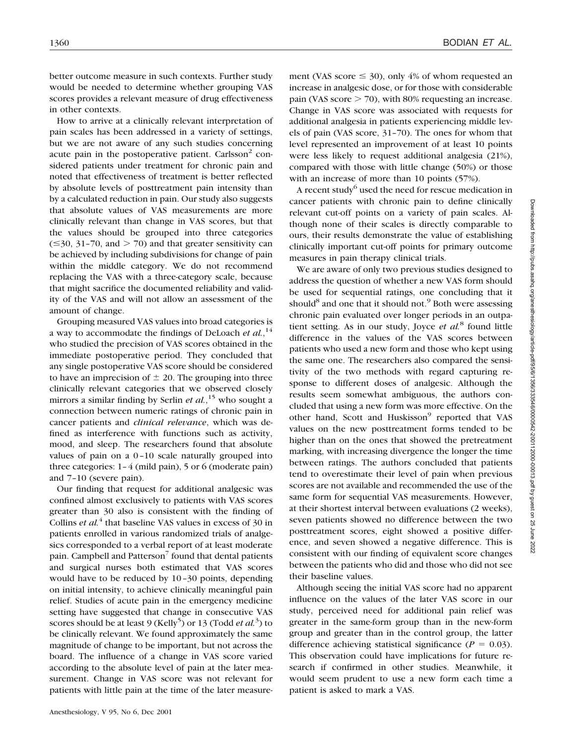better outcome measure in such contexts. Further study would be needed to determine whether grouping VAS scores provides a relevant measure of drug effectiveness in other contexts.

How to arrive at a clinically relevant interpretation of pain scales has been addressed in a variety of settings, but we are not aware of any such studies concerning acute pain in the postoperative patient. Carlsson[2] considered patients under treatment for chronic pain and noted that effectiveness of treatment is better reflected by absolute levels of posttreatment pain intensity than by a calculated reduction in pain. Our study also suggests that absolute values of VAS measurements are more clinically relevant than change in VAS scores, but that the values should be grouped into three categories ($\leq 30$, 31–70, and $> 70$) and that greater sensitivity can be achieved by including subdivisions for change of pain within the middle category. We do not recommend replacing the VAS with a three-category scale, because that might sacrifice the documented reliability and validity of the VAS and will not allow an assessment of the amount of change.

Grouping measured VAS values into broad categories is a way to accommodate the findings of DeLoach *et al.*,[14] who studied the precision of VAS scores obtained in the immediate postoperative period. They concluded that any single postoperative VAS score should be considered to have an imprecision of $\pm$ 20. The grouping into three clinically relevant categories that we observed closely mirrors a similar finding by Serlin *et al.*,[15] who sought a connection between numeric ratings of chronic pain in cancer patients and *clinical relevance*, which was defined as interference with functions such as activity, mood, and sleep. The researchers found that absolute values of pain on a 0–10 scale naturally grouped into three categories: 1–4 (mild pain), 5 or 6 (moderate pain) and 7–10 (severe pain).

Our finding that request for additional analgesic was confined almost exclusively to patients with VAS scores greater than 30 also is consistent with the finding of Collins *et al.*[4] that baseline VAS values in excess of 30 in patients enrolled in various randomized trials of analgesics corresponded to a verbal report of at least moderate pain. Campbell and Patterson[7] found that dental patients and surgical nurses both estimated that VAS scores would have to be reduced by 10–30 points, depending on initial intensity, to achieve clinically meaningful pain relief. Studies of acute pain in the emergency medicine setting have suggested that change in consecutive VAS scores should be at least 9 (Kelly[5]) or 13 (Todd *et al.*[3]) to be clinically relevant. We found approximately the same magnitude of change to be important, but not across the board. The influence of a change in VAS score varied according to the absolute level of pain at the later measurement. Change in VAS score was not relevant for patients with little pain at the time of the later measurement (VAS score $\leq 30$), only 4% of whom requested an increase in analgesic dose, or for those with considerable pain (VAS score $> 70$), with 80% requesting an increase. Change in VAS score was associated with requests for additional analgesia in patients experiencing middle levels of pain (VAS score, 31–70). The ones for whom that level represented an improvement of at least 10 points were less likely to request additional analgesia (21%), compared with those with little change (50%) or those with an increase of more than 10 points (57%).

A recent study[6] used the need for rescue medication in cancer patients with chronic pain to define clinically relevant cut-off points on a variety of pain scales. Although none of their scales is directly comparable to ours, their results demonstrate the value of establishing clinically important cut-off points for primary outcome measures in pain therapy clinical trials.

We are aware of only two previous studies designed to address the question of whether a new VAS form should be used for sequential ratings, one concluding that it should[8] and one that it should not.[9] Both were assessing chronic pain evaluated over longer periods in an outpatient setting. As in our study, Joyce *et al.*[8] found little difference in the values of the VAS scores between patients who used a new form and those who kept using the same one. The researchers also compared the sensitivity of the two methods with regard capturing response to different doses of analgesic. Although the results seem somewhat ambiguous, the authors concluded that using a new form was more effective. On the other hand, Scott and Huskisson[9] reported that VAS values on the new posttreatment forms tended to be higher than on the ones that showed the pretreatment marking, with increasing divergence the longer the time between ratings. The authors concluded that patients tend to overestimate their level of pain when previous scores are not available and recommended the use of the same form for sequential VAS measurements. However, at their shortest interval between evaluations (2 weeks), seven patients showed no difference between the two posttreatment scores, eight showed a positive difference, and seven showed a negative difference. This is consistent with our finding of equivalent score changes between the patients who did and those who did not see their baseline values.

Although seeing the initial VAS score had no apparent influence on the values of the later VAS score in our study, perceived need for additional pain relief was greater in the same-form group than in the new-form group and greater than in the control group, the latter difference achieving statistical significance ($P = 0.03$). This observation could have implications for future research if confirmed in other studies. Meanwhile, it would seem prudent to use a new form each time a patient is asked to mark a VAS.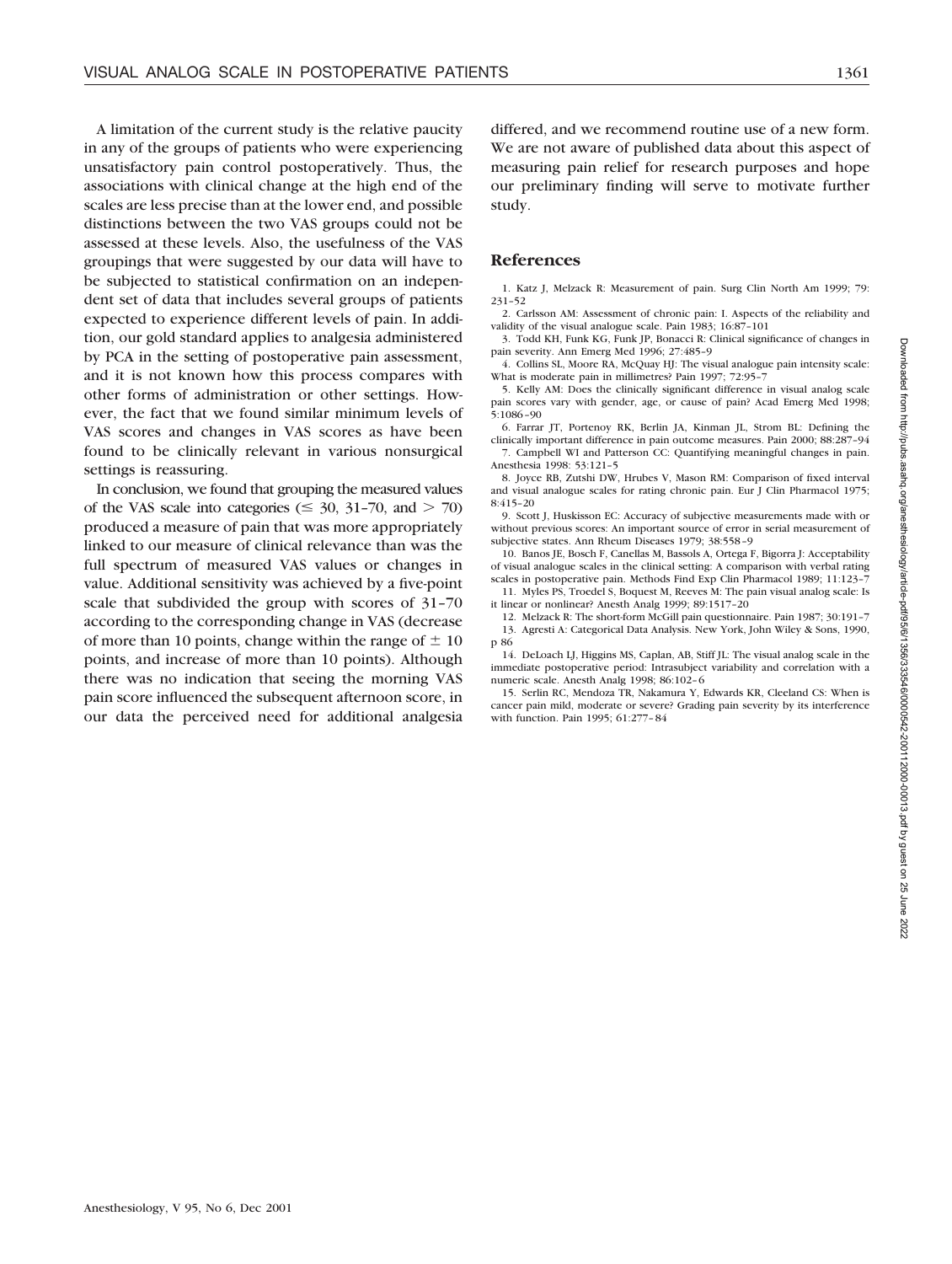A limitation of the current study is the relative paucity in any of the groups of patients who were experiencing unsatisfactory pain control postoperatively. Thus, the associations with clinical change at the high end of the scales are less precise than at the lower end, and possible distinctions between the two VAS groups could not be assessed at these levels. Also, the usefulness of the VAS groupings that were suggested by our data will have to be subjected to statistical confirmation on an independent set of data that includes several groups of patients expected to experience different levels of pain. In addition, our gold standard applies to analgesia administered by PCA in the setting of postoperative pain assessment, and it is not known how this process compares with other forms of administration or other settings. However, the fact that we found similar minimum levels of VAS scores and changes in VAS scores as have been found to be clinically relevant in various nonsurgical settings is reassuring.

In conclusion, we found that grouping the measured values of the VAS scale into categories ($\leq$ 30, 31–70, and $>$ 70) produced a measure of pain that was more appropriately linked to our measure of clinical relevance than was the full spectrum of measured VAS values or changes in value. Additional sensitivity was achieved by a five-point scale that subdivided the group with scores of 31–70 according to the corresponding change in VAS (decrease of more than 10 points, change within the range of $\pm$ 10 points, and increase of more than 10 points). Although there was no indication that seeing the morning VAS pain score influenced the subsequent afternoon score, in our data the perceived need for additional analgesia differed, and we recommend routine use of a new form. We are not aware of published data about this aspect of measuring pain relief for research purposes and hope our preliminary finding will serve to motivate further study.

## References

1. Katz J, Melzack R: Measurement of pain. Surg Clin North Am 1999; 79: 231–52
2. Carlsson AM: Assessment of chronic pain: I. Aspects of the reliability and validity of the visual analogue scale. Pain 1983; 16:87–101
3. Todd KH, Funk KG, Funk JP, Bonacci R: Clinical significance of changes in pain severity. Ann Emerg Med 1996; 27:485–9
4. Collins SL, Moore RA, McQuay HJ: The visual analogue pain intensity scale: What is moderate pain in millimetres? Pain 1997; 72:95–7
5. Kelly AM: Does the clinically significant difference in visual analog scale pain scores vary with gender, age, or cause of pain? Acad Emerg Med 1998; 5:1086–90
6. Farrar JT, Portenoy RK, Berlin JA, Kinman JL, Strom BL: Defining the clinically important difference in pain outcome measures. Pain 2000; 88:287–94
7. Campbell WI and Patterson CC: Quantifying meaningful changes in pain. Anesthesia 1998: 53:121–5
8. Joyce RB, Zutshi DW, Hrubes V, Mason RM: Comparison of fixed interval and visual analogue scales for rating chronic pain. Eur J Clin Pharmacol 1975; 8:415–20
9. Scott J, Huskisson EC: Accuracy of subjective measurements made with or without previous scores: An important source of error in serial measurement of subjective states. Ann Rheum Diseases 1979; 38:558–9
10. Banos JE, Bosch F, Canellas M, Bassols A, Ortega F, Bigorra J: Acceptability of visual analogue scales in the clinical setting: A comparison with verbal rating scales in postoperative pain. Methods Find Exp Clin Pharmacol 1989; 11:123–7
11. Myles PS, Troedel S, Boquest M, Reeves M: The pain visual analog scale: Is it linear or nonlinear? Anesth Analg 1999; 89:1517–20
12. Melzack R: The short-form McGill pain questionnaire. Pain 1987; 30:191–7
13. Agresti A: Categorical Data Analysis. New York, John Wiley & Sons, 1990, p 86
14. DeLoach LJ, Higgins MS, Caplan, AB, Stiff JL: The visual analog scale in the immediate postoperative period: Intrasubject variability and correlation with a numeric scale. Anesth Analg 1998; 86:102–6
15. Serlin RC, Mendoza TR, Nakamura Y, Edwards KR, Cleeland CS: When is cancer pain mild, moderate or severe? Grading pain severity by its interference with function. Pain 1995; 61:277–84